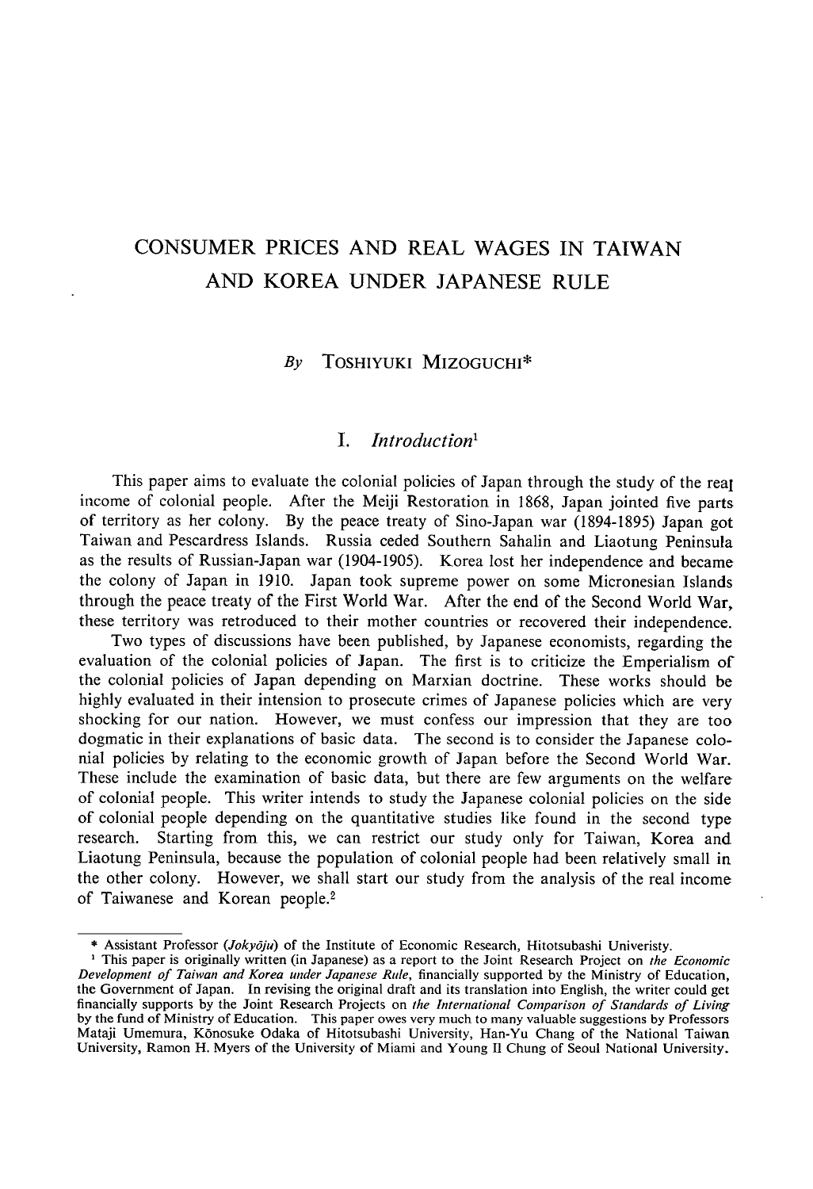# CONSUMER PRICES AND REAL WAGES IN TAIWAN AND KOREA UNDER JAPANESE RULE

*By* TOSHIYUKI MIZOGUCHI*

## I. *Introduction*[1]

This paper aims to evaluate the colonial policies of Japan through the study of the real income of colonial people. After the Meiji Restoration in 1868, Japan jointed five parts of territory as her colony. By the peace treaty of Sino-Japan war (1894-1895) Japan got Taiwan and Pescardress Islands. Russia ceded Southern Sahalin and Liaotung Peninsula as the results of Russian-Japan war (1904-1905). Korea lost her independence and became the colony of Japan in 1910. Japan took supreme power on some Micronesian Islands through the peace treaty of the First World War. After the end of the Second World War, these territory was retroduced to their mother countries or recovered their independence.

Two types of discussions have been published, by Japanese economists, regarding the evaluation of the colonial policies of Japan. The first is to criticize the Emperialism of the colonial policies of Japan depending on Marxian doctrine. These works should be highly evaluated in their intension to prosecute crimes of Japanese policies which are very shocking for our nation. However, we must confess our impression that they are too dogmatic in their explanations of basic data. The second is to consider the Japanese colonial policies by relating to the economic growth of Japan before the Second World War. These include the examination of basic data, but there are few arguments on the welfare of colonial people. This writer intends to study the Japanese colonial policies on the side of colonial people depending on the quantitative studies like found in the second type research. Starting from this, we can restrict our study only for Taiwan, Korea and Liaotung Peninsula, because the population of colonial people had been relatively small in the other colony. However, we shall start our study from the analysis of the real income of Taiwanese and Korean people.[2]

---

\* Assistant Professor (*Jokyōju*) of the Institute of Economic Research, Hitotsubashi Univeristy.

[1] This paper is originally written (in Japanese) as a report to the Joint Research Project on *the Economic Development of Taiwan and Korea under Japanese Rule*, financially supported by the Ministry of Education, the Government of Japan. In revising the original draft and its translation into English, the writer could get financially supports by the Joint Research Projects on *the International Comparison of Standards of Living* by the fund of Ministry of Education. This paper owes very much to many valuable suggestions by Professors Mataji Umemura, Kōnosuke Odaka of Hitotsubashi University, Han-Yu Chang of the National Taiwan University, Ramon H. Myers of the University of Miami and Young Il Chung of Seoul National University.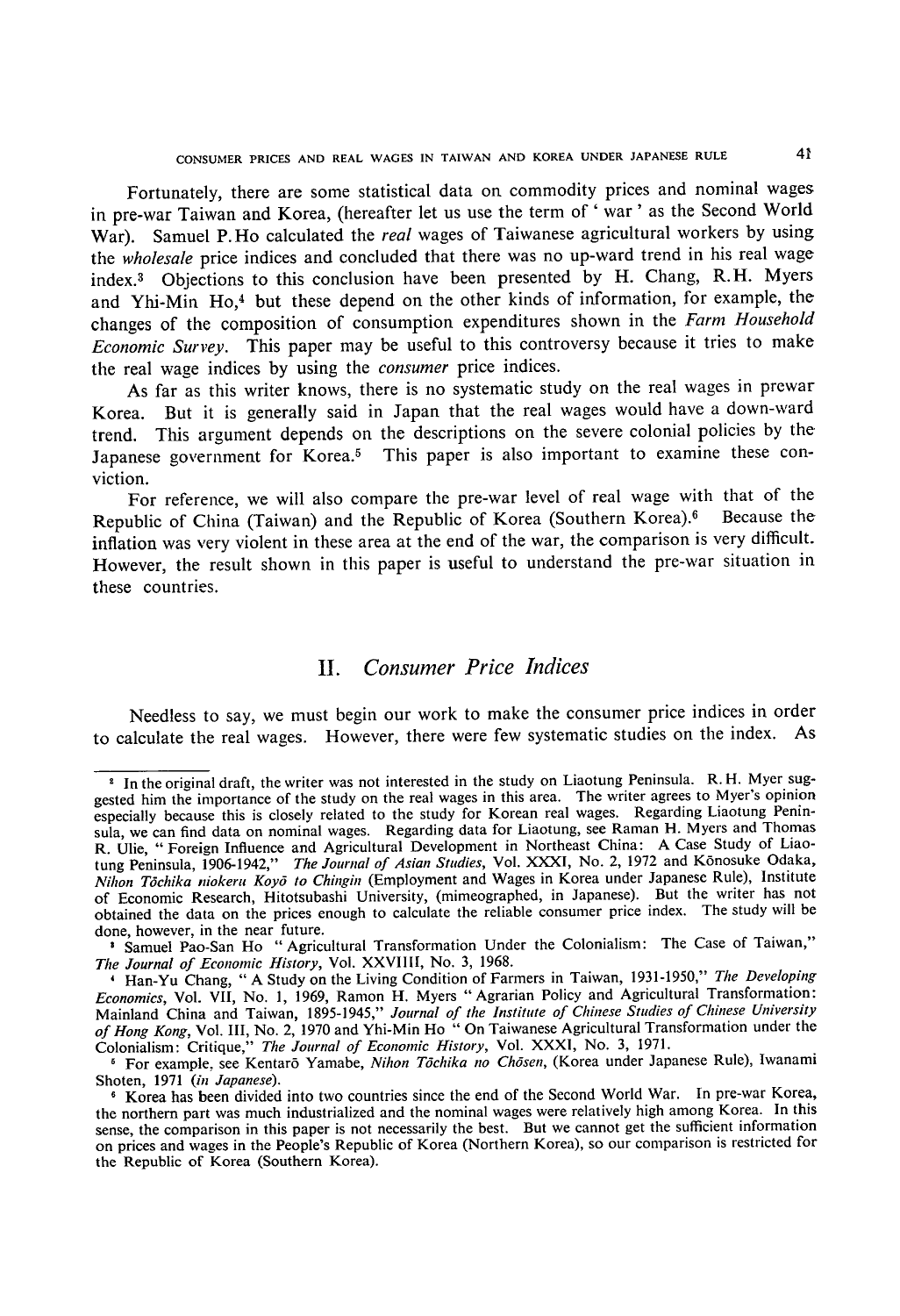Fortunately, there are some statistical data on commodity prices and nominal wages in pre-war Taiwan and Korea, (hereafter let us use the term of ' war ' as the Second World War). Samuel P. Ho calculated the *real* wages of Taiwanese agricultural workers by using the *wholesale* price indices and concluded that there was no up-ward trend in his real wage index.[3] Objections to this conclusion have been presented by H. Chang, R. H. Myers and Yhi-Min Ho,[4] but these depend on the other kinds of information, for example, the changes of the composition of consumption expenditures shown in the *Farm Household Economic Survey*. This paper may be useful to this controversy because it tries to make the real wage indices by using the *consumer* price indices.

As far as this writer knows, there is no systematic study on the real wages in prewar Korea. But it is generally said in Japan that the real wages would have a down-ward trend. This argument depends on the descriptions on the severe colonial policies by the Japanese government for Korea.[5] This paper is also important to examine these conviction.

For reference, we will also compare the pre-war level of real wage with that of the Republic of China (Taiwan) and the Republic of Korea (Southern Korea).[6] Because the inflation was very violent in these area at the end of the war, the comparison is very difficult. However, the result shown in this paper is useful to understand the pre-war situation in these countries.

## II. *Consumer Price Indices*

Needless to say, we must begin our work to make the consumer price indices in order to calculate the real wages. However, there were few systematic studies on the index. As

---

[2] In the original draft, the writer was not interested in the study on Liaotung Peninsula. R. H. Myer suggested him the importance of the study on the real wages in this area. The writer agrees to Myer's opinion especially because this is closely related to the study for Korean real wages. Regarding Liaotung Peninsula, we can find data on nominal wages. Regarding data for Liaotung, see Raman H. Myers and Thomas R. Ulie, " Foreign Influence and Agricultural Development in Northeast China: A Case Study of Liaotung Peninsula, 1906-1942," *The Journal of Asian Studies*, Vol. XXXI, No. 2, 1972 and Kōnosuke Odaka, *Nihon Tōchika niokeru Koyō to Chingin* (Employment and Wages in Korea under Japanese Rule), Institute of Economic Research, Hitotsubashi University, (mimeographed, in Japanese). But the writer has not obtained the data on the prices enough to calculate the reliable consumer price index. The study will be done, however, in the near future.

[3] Samuel Pao-San Ho " Agricultural Transformation Under the Colonialism: The Case of Taiwan," *The Journal of Economic History*, Vol. XXVIIII, No. 3, 1968.

[4] Han-Yu Chang, " A Study on the Living Condition of Farmers in Taiwan, 1931-1950," *The Developing Economics*, Vol. VII, No. 1, 1969, Ramon H. Myers " Agrarian Policy and Agricultural Transformation: Mainland China and Taiwan, 1895-1945," *Journal of the Institute of Chinese Studies of Chinese University of Hong Kong*, Vol. III, No. 2, 1970 and Yhi-Min Ho " On Taiwanese Agricultural Transformation under the Colonialism: Critique," *The Journal of Economic History*, Vol. XXXI, No. 3, 1971.

[5] For example, see Kentarō Yamabe, *Nihon Tōchika no Chōsen*, (Korea under Japanese Rule), Iwanami Shoten, 1971 (*in Japanese*).

[6] Korea has been divided into two countries since the end of the Second World War. In pre-war Korea, the northern part was much industrialized and the nominal wages were relatively high among Korea. In this sense, the comparison in this paper is not necessarily the best. But we cannot get the sufficient information on prices and wages in the People's Republic of Korea (Northern Korea), so our comparison is restricted for the Republic of Korea (Southern Korea).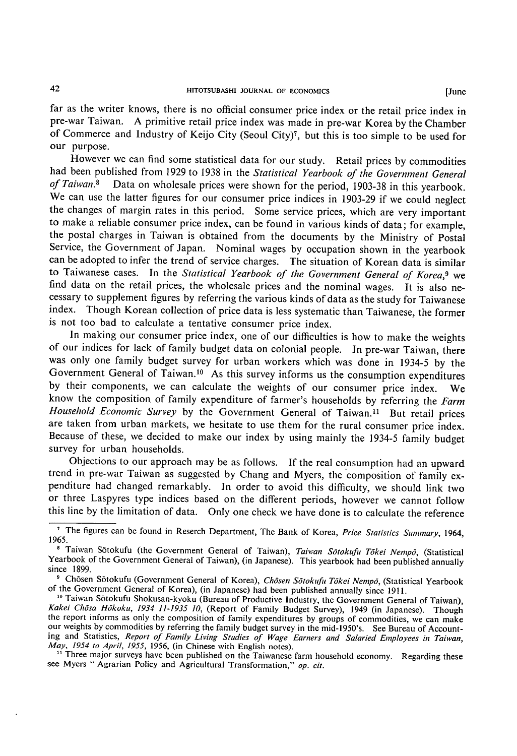far as the writer knows, there is no official consumer price index or the retail price index in pre-war Taiwan. A primitive retail price index was made in pre-war Korea by the Chamber of Commerce and Industry of Keijo City (Seoul City)[7], but this is too simple to be used for our purpose.

However we can find some statistical data for our study. Retail prices by commodities had been published from 1929 to 1938 in the *Statistical Yearbook of the Government General of Taiwan.*[8] Data on wholesale prices were shown for the period, 1903-38 in this yearbook. We can use the latter figures for our consumer price indices in 1903-29 if we could neglect the changes of margin rates in this period. Some service prices, which are very important to make a reliable consumer price index, can be found in various kinds of data; for example, the postal charges in Taiwan is obtained from the documents by the Ministry of Postal Service, the Government of Japan. Nominal wages by occupation shown in the yearbook can be adopted to infer the trend of service charges. The situation of Korean data is similar to Taiwanese cases. In the *Statistical Yearbook of the Government General of Korea,*[9] we find data on the retail prices, the wholesale prices and the nominal wages. It is also necessary to supplement figures by referring the various kinds of data as the study for Taiwanese index. Though Korean collection of price data is less systematic than Taiwanese, the former is not too bad to calculate a tentative consumer price index.

In making our consumer price index, one of our difficulties is how to make the weights of our indices for lack of family budget data on colonial people. In pre-war Taiwan, there was only one family budget survey for urban workers which was done in 1934-5 by the Government General of Taiwan.[10] As this survey informs us the consumption expenditures by their components, we can calculate the weights of our consumer price index. We know the composition of family expenditure of farmer's households by referring the *Farm Household Economic Survey* by the Government General of Taiwan.[11] But retail prices are taken from urban markets, we hesitate to use them for the rural consumer price index. Because of these, we decided to make our index by using mainly the 1934-5 family budget survey for urban households.

Objections to our approach may be as follows. If the real consumption had an upward trend in pre-war Taiwan as suggested by Chang and Myers, the composition of family expenditure had changed remarkably. In order to avoid this difficulty, we should link two or three Laspyres type indices based on the different periods, however we cannot follow this line by the limitation of data. Only one check we have done is to calculate the reference

---

[7] The figures can be found in Reserch Department, The Bank of Korea, *Price Statistics Summary,* 1964, 1965.

[8] Taiwan Sōtokufu (the Government General of Taiwan), *Taiwan Sōtokufu Tōkei Nempō,* (Statistical Yearbook of the Government General of Taiwan), (in Japanese). This yearbook had been published annually since 1899.

[9] Chōsen Sōtokufu (Government General of Korea), *Chōsen Sōtokufu Tōkei Nempō,* (Statistical Yearbook of the Government General of Korea), (in Japanese) had been published annually since 1911.

[10] Taiwan Sōtokufu Shokusan-kyoku (Bureau of Productive Industry, the Government General of Taiwan), *Kakei Chōsa Hōkoku, 1934 11-1935 10,* (Report of Family Budget Survey), 1949 (in Japanese). Though the report informs as only the composition of family expenditures by groups of commodities, we can make our weights by commodities by referring the family budget survey in the mid-1950's. See Bureau of Accounting and Statistics, *Report of Family Living Studies of Wage Earners and Salaried Employees in Taiwan, May, 1954 to April, 1955,* 1956, (in Chinese with English notes).

[11] Three major surveys have been published on the Taiwanese farm household economy. Regarding these see Myers "Agrarian Policy and Agricultural Transformation," *op. cit.*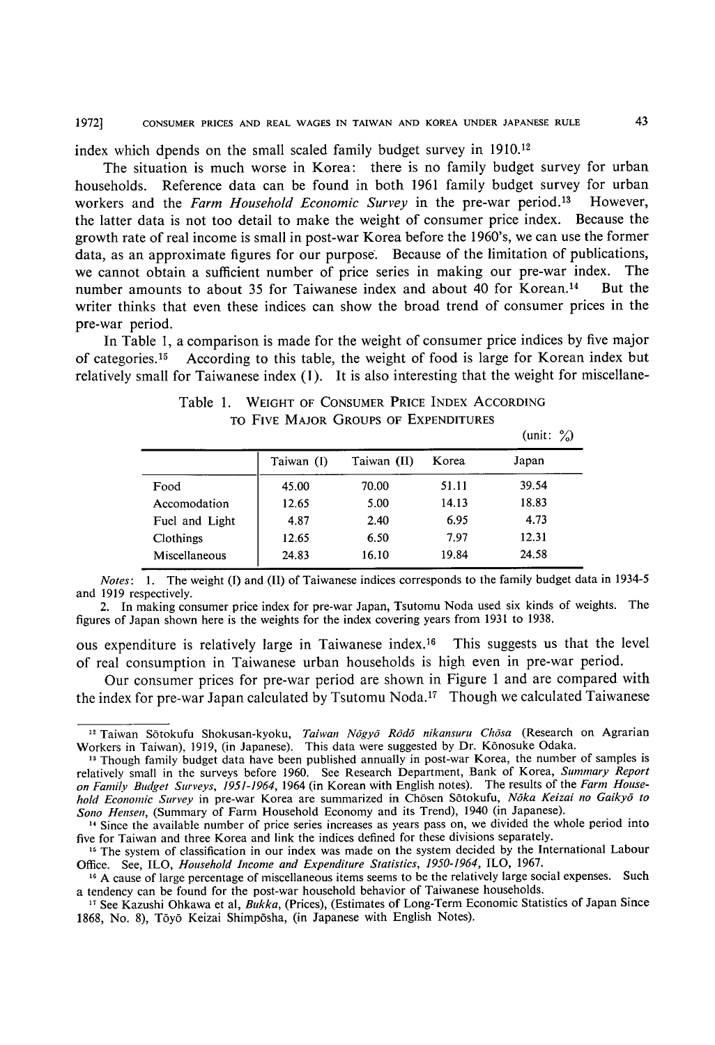index which dpends on the small scaled family budget survey in 1910.[12]

The situation is much worse in Korea: there is no family budget survey for urban households. Reference data can be found in both 1961 family budget survey for urban workers and the *Farm Household Economic Survey* in the pre-war period.[13] However, the latter data is not too detail to make the weight of consumer price index. Because the growth rate of real income is small in post-war Korea before the 1960's, we can use the former data, as an approximate figures for our purpose. Because of the limitation of publications, we cannot obtain a sufficient number of price series in making our pre-war index. The number amounts to about 35 for Taiwanese index and about 40 for Korean.[14] But the writer thinks that even these indices can show the broad trend of consumer prices in the pre-war period.

In Table 1, a comparison is made for the weight of consumer price indices by five major of categories.[15] According to this table, the weight of food is large for Korean index but relatively small for Taiwanese index (I). It is also interesting that the weight for miscellaneous expenditure is relatively large in Taiwanese index.[16] This suggests us that the level of real consumption in Taiwanese urban households is high even in pre-war period.

Table 1. WEIGHT OF CONSUMER PRICE INDEX ACCORDING TO FIVE MAJOR GROUPS OF EXPENDITURES

(unit: %)

| | Taiwan (I) | Taiwan (II) | Korea | Japan |
|---|---|---|---|---|
| Food | 45.00 | 70.00 | 51.11 | 39.54 |
| Accomodation | 12.65 | 5.00 | 14.13 | 18.83 |
| Fuel and Light | 4.87 | 2.40 | 6.95 | 4.73 |
| Clothings | 12.65 | 6.50 | 7.97 | 12.31 |
| Miscellaneous | 24.83 | 16.10 | 19.84 | 24.58 |

*Notes*: 1. The weight (I) and (II) of Taiwanese indices corresponds to the family budget data in 1934-5 and 1919 respectively.
2. In making consumer price index for pre-war Japan, Tsutomu Noda used six kinds of weights. The figures of Japan shown here is the weights for the index covering years from 1931 to 1938.

Our consumer prices for pre-war period are shown in Figure 1 and are compared with the index for pre-war Japan calculated by Tsutomu Noda.[17] Though we calculated Taiwanese

---

[12] Taiwan Sōtokufu Shokusan-kyoku, *Taiwan Nōgyō Rōdō nikansuru Chōsa* (Research on Agrarian Workers in Taiwan), 1919, (in Japanese). This data were suggested by Dr. Kōnosuke Odaka.

[13] Though family budget data have been published annually in post-war Korea, the number of samples is relatively small in the surveys before 1960. See Research Department, Bank of Korea, *Summary Report on Family Budget Surveys, 1951-1964*, 1964 (in Korean with English notes). The results of the *Farm Household Economic Survey* in pre-war Korea are summarized in Chōsen Sōtokufu, *Nōka Keizai no Gaikyō to Sono Hensen*, (Summary of Farm Household Economy and its Trend), 1940 (in Japanese).

[14] Since the available number of price series increases as years pass on, we divided the whole period into five for Taiwan and three Korea and link the indices defined for these divisions separately.

[15] The system of classification in our index was made on the system decided by the International Labour Office. See, ILO, *Household Income and Expenditure Statistics, 1950-1964*, ILO, 1967.

[16] A cause of large percentage of miscellaneous items seems to be the relatively large social expenses. Such a tendency can be found for the post-war household behavior of Taiwanese households.

[17] See Kazushi Ohkawa et al, *Bukka*, (Prices), (Estimates of Long-Term Economic Statistics of Japan Since 1868, No. 8), Tōyō Keizai Shimpōsha, (in Japanese with English Notes).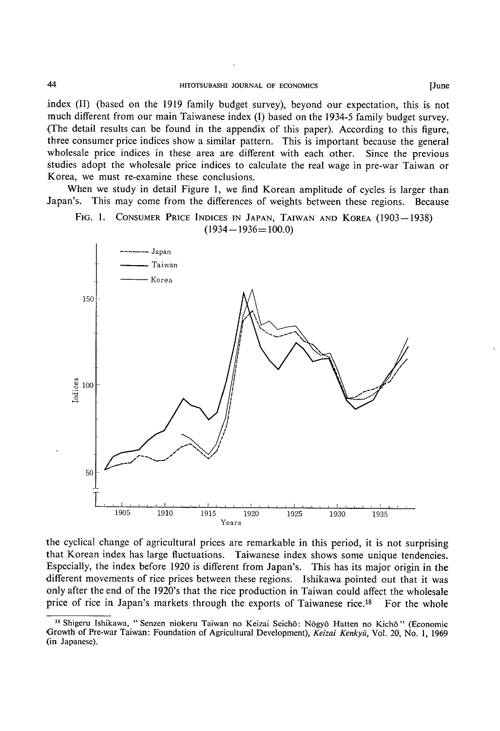index (II) (based on the 1919 family budget survey), beyond our expectation, this is not much different from our main Taiwanese index (I) based on the 1934-5 family budget survey. (The detail results can be found in the appendix of this paper). According to this figure, three consumer price indices show a similar pattern. This is important because the general wholesale price indices in these area are different with each other. Since the previous studies adopt the wholesale price indices to calculate the real wage in pre-war Taiwan or Korea, we must re-examine these conclusions.

When we study in detail Figure 1, we find Korean amplitude of cycles is larger than Japan's. This may come from the differences of weights between these regions. Because

FIG. 1. CONSUMER PRICE INDICES IN JAPAN, TAIWAN AND KOREA (1903—1938) (1934—1936=100.0)

the cyclical change of agricultural prices are remarkable in this period, it is not surprising that Korean index has large fluctuations. Taiwanese index shows some unique tendencies. Especially, the index before 1920 is different from Japan's. This has its major origin in the different movements of rice prices between these regions. Ishikawa pointed out that it was only after the end of the 1920's that the rice production in Taiwan could affect the wholesale price of rice in Japan's markets through the exports of Taiwanese rice.[18] For the whole

[18] Shigeru Ishikawa, "Senzen niokeru Taiwan no Keizai Seichō: Nōgyō Hatten no Kichō" (Economic Growth of Pre-war Taiwan: Foundation of Agricultural Development), *Keizai Kenkyū*, Vol. 20, No. 1, 1969 (in Japanese).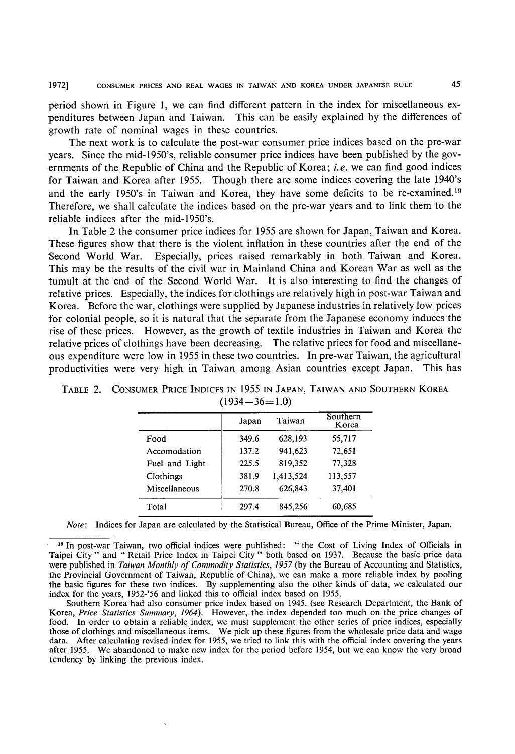period shown in Figure 1, we can find different pattern in the index for miscellaneous expenditures between Japan and Taiwan. This can be easily explained by the differences of growth rate of nominal wages in these countries.

The next work is to calculate the post-war consumer price indices based on the pre-war years. Since the mid-1950's, reliable consumer price indices have been published by the governments of the Republic of China and the Republic of Korea; *i.e.* we can find good indices for Taiwan and Korea after 1955. Though there are some indices covering the late 1940's and the early 1950's in Taiwan and Korea, they have some deficits to be re-examined.[19] Therefore, we shall calculate the indices based on the pre-war years and to link them to the reliable indices after the mid-1950's.

In Table 2 the consumer price indices for 1955 are shown for Japan, Taiwan and Korea. These figures show that there is the violent inflation in these countries after the end of the Second World War. Especially, prices raised remarkably in both Taiwan and Korea. This may be the results of the civil war in Mainland China and Korean War as well as the tumult at the end of the Second World War. It is also interesting to find the changes of relative prices. Especially, the indices for clothings are relatively high in post-war Taiwan and Korea. Before the war, clothings were supplied by Japanese industries in relatively low prices for colonial people, so it is natural that the separate from the Japanese economy induces the rise of these prices. However, as the growth of textile industries in Taiwan and Korea the relative prices of clothings have been decreasing. The relative prices for food and miscellaneous expenditure were low in 1955 in these two countries. In pre-war Taiwan, the agricultural productivities were very high in Taiwan among Asian countries except Japan. This has

TABLE 2. CONSUMER PRICE INDICES IN 1955 IN JAPAN, TAIWAN AND SOUTHERN KOREA (1934—36=1.0)

| | Japan | Taiwan | Southern Korea |
|---|---|---|---|
| Food | 349.6 | 628,193 | 55,717 |
| Accomodation | 137.2 | 941,623 | 72,651 |
| Fuel and Light | 225.5 | 819,352 | 77,328 |
| Clothings | 381.9 | 1,413,524 | 113,557 |
| Miscellaneous | 270.8 | 626,843 | 37,401 |
| Total | 297.4 | 845,256 | 60,685 |

*Note*: Indices for Japan are calculated by the Statistical Bureau, Office of the Prime Minister, Japan.

[19] In post-war Taiwan, two official indices were published: " the Cost of Living Index of Officials in Taipei City " and " Retail Price Index in Taipei City " both based on 1937. Because the basic price data were published in *Taiwan Monthly of Commodity Statistics, 1957* (by the Bureau of Accounting and Statistics, the Provincial Government of Taiwan, Republic of China), we can make a more reliable index by pooling the basic figures for these two indices. By supplementing also the other kinds of data, we calculated our index for the years, 1952-'56 and linked this to official index based on 1955.

Southern Korea had also consumer price index based on 1945. (see Research Department, the Bank of Korea, *Price Statistics Summary, 1964*). However, the index depended too much on the price changes of food. In order to obtain a reliable index, we must supplement the other series of price indices, especially those of clothings and miscellaneous items. We pick up these figures from the wholesale price data and wage data. After calculating revised index for 1955, we tried to link this with the official index covering the years after 1955. We abandoned to make new index for the period before 1954, but we can know the very broad tendency by linking the previous index.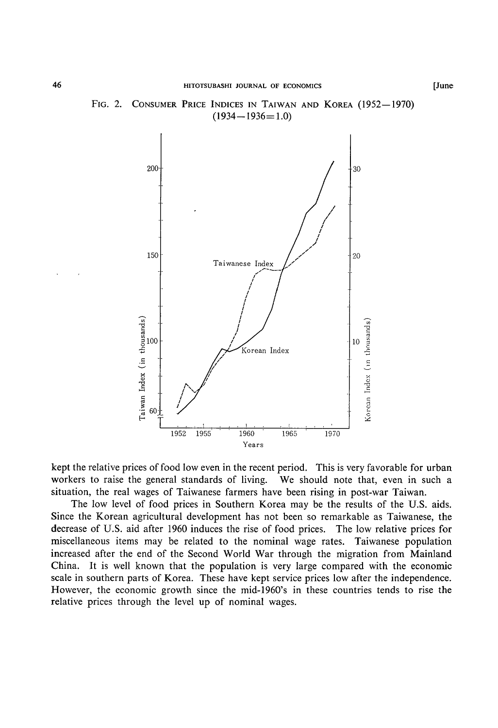FIG. 2. CONSUMER PRICE INDICES IN TAIWAN AND KOREA (1952—1970) (1934—1936=1.0)

kept the relative prices of food low even in the recent period. This is very favorable for urban workers to raise the general standards of living. We should note that, even in such a situation, the real wages of Taiwanese farmers have been rising in post-war Taiwan.

The low level of food prices in Southern Korea may be the results of the U.S. aids. Since the Korean agricultural development has not been so remarkable as Taiwanese, the decrease of U.S. aid after 1960 induces the rise of food prices. The low relative prices for miscellaneous items may be related to the nominal wage rates. Taiwanese population increased after the end of the Second World War through the migration from Mainland China. It is well known that the population is very large compared with the economic scale in southern parts of Korea. These have kept service prices low after the independence. However, the economic growth since the mid-1960's in these countries tends to rise the relative prices through the level up of nominal wages.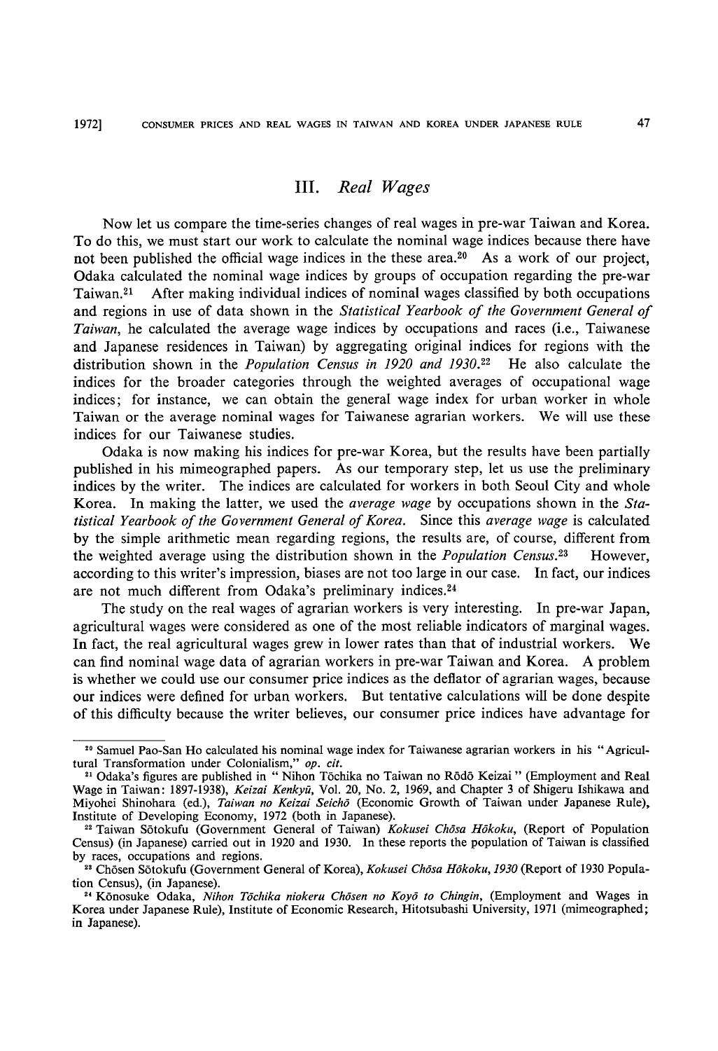## III. *Real Wages*

Now let us compare the time-series changes of real wages in pre-war Taiwan and Korea. To do this, we must start our work to calculate the nominal wage indices because there have not been published the official wage indices in the these area.[20] As a work of our project, Odaka calculated the nominal wage indices by groups of occupation regarding the pre-war Taiwan.[21] After making individual indices of nominal wages classified by both occupations and regions in use of data shown in the *Statistical Yearbook of the Government General of Taiwan*, he calculated the average wage indices by occupations and races (i.e., Taiwanese and Japanese residences in Taiwan) by aggregating original indices for regions with the distribution shown in the *Population Census in 1920 and 1930*.[22] He also calculate the indices for the broader categories through the weighted averages of occupational wage indices; for instance, we can obtain the general wage index for urban worker in whole Taiwan or the average nominal wages for Taiwanese agrarian workers. We will use these indices for our Taiwanese studies.

Odaka is now making his indices for pre-war Korea, but the results have been partially published in his mimeographed papers. As our temporary step, let us use the preliminary indices by the writer. The indices are calculated for workers in both Seoul City and whole Korea. In making the latter, we used the *average wage* by occupations shown in the *Statistical Yearbook of the Government General of Korea*. Since this *average wage* is calculated by the simple arithmetic mean regarding regions, the results are, of course, different from the weighted average using the distribution shown in the *Population Census*.[23] However, according to this writer's impression, biases are not too large in our case. In fact, our indices are not much different from Odaka's preliminary indices.[24]

The study on the real wages of agrarian workers is very interesting. In pre-war Japan, agricultural wages were considered as one of the most reliable indicators of marginal wages. In fact, the real agricultural wages grew in lower rates than that of industrial workers. We can find nominal wage data of agrarian workers in pre-war Taiwan and Korea. A problem is whether we could use our consumer price indices as the deflator of agrarian wages, because our indices were defined for urban workers. But tentative calculations will be done despite of this difficulty because the writer believes, our consumer price indices have advantage for

---

[20] Samuel Pao-San Ho calculated his nominal wage index for Taiwanese agrarian workers in his "Agricultural Transformation under Colonialism," *op. cit.*

[21] Odaka's figures are published in " Nihon Tōchika no Taiwan no Rōdō Keizai " (Employment and Real Wage in Taiwan: 1897-1938), *Keizai Kenkyū*, Vol. 20, No. 2, 1969, and Chapter 3 of Shigeru Ishikawa and Miyohei Shinohara (ed.), *Taiwan no Keizai Seichō* (Economic Growth of Taiwan under Japanese Rule), Institute of Developing Economy, 1972 (both in Japanese).

[22] Taiwan Sōtokufu (Government General of Taiwan) *Kokusei Chōsa Hōkoku*, (Report of Population Census) (in Japanese) carried out in 1920 and 1930. In these reports the population of Taiwan is classified by races, occupations and regions.

[23] Chōsen Sōtokufu (Government General of Korea), *Kokusei Chōsa Hōkoku, 1930* (Report of 1930 Population Census), (in Japanese).

[24] Kōnosuke Odaka, *Nihon Tōchika niokeru Chōsen no Koyō to Chingin*, (Employment and Wages in Korea under Japanese Rule), Institute of Economic Research, Hitotsubashi University, 1971 (mimeographed; in Japanese).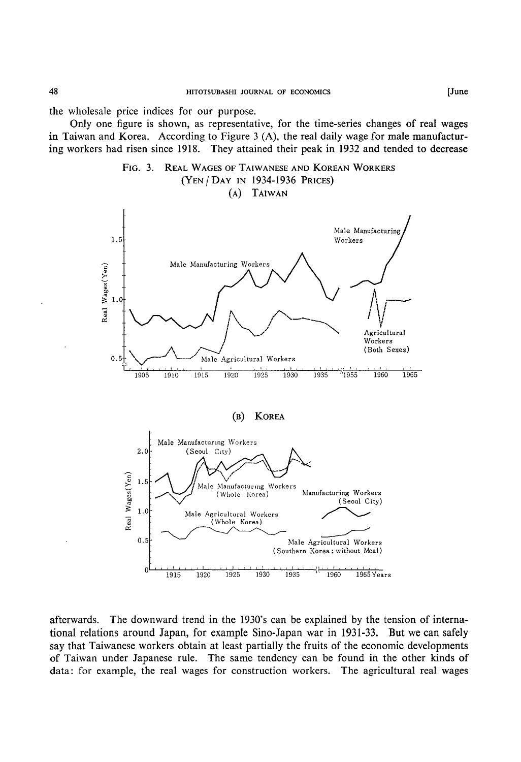the wholesale price indices for our purpose.

Only one figure is shown, as representative, for the time-series changes of real wages in Taiwan and Korea. According to Figure 3 (A), the real daily wage for male manufacturing workers had risen since 1918. They attained their peak in 1932 and tended to decrease

FIG. 3. REAL WAGES OF TAIWANESE AND KOREAN WORKERS (YEN / DAY IN 1934-1936 PRICES)

(A) TAIWAN

(B) KOREA

afterwards. The downward trend in the 1930's can be explained by the tension of international relations around Japan, for example Sino-Japan war in 1931-33. But we can safely say that Taiwanese workers obtain at least partially the fruits of the economic developments of Taiwan under Japanese rule. The same tendency can be found in the other kinds of data: for example, the real wages for construction workers. The agricultural real wages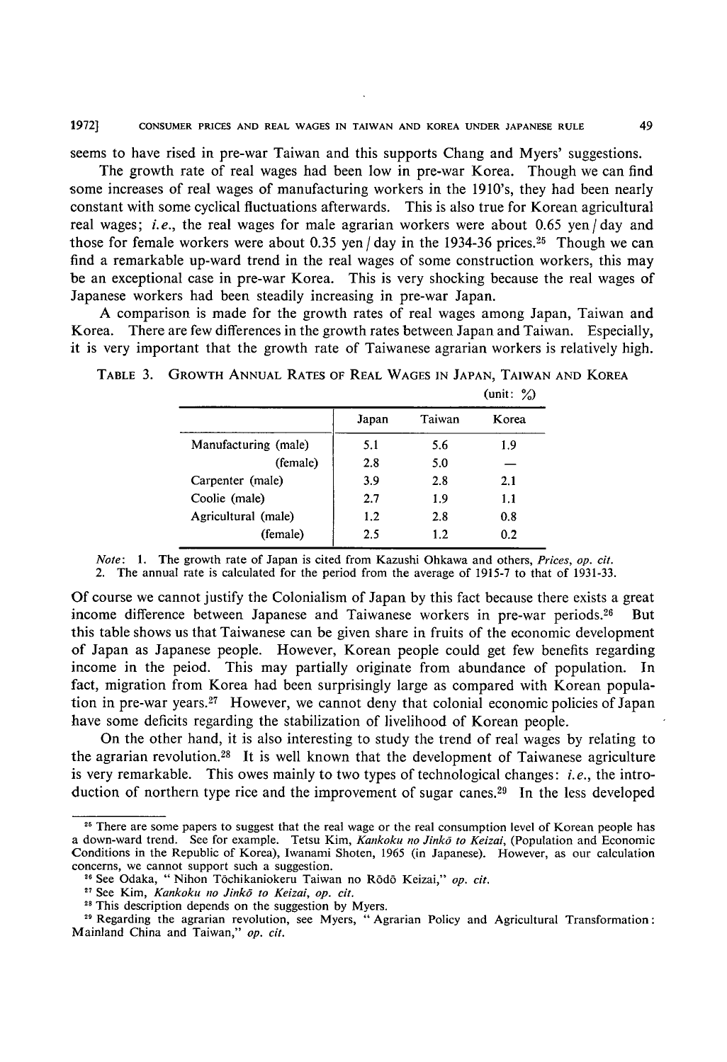seems to have rised in pre-war Taiwan and this supports Chang and Myers' suggestions.

The growth rate of real wages had been low in pre-war Korea. Though we can find some increases of real wages of manufacturing workers in the 1910's, they had been nearly constant with some cyclical fluctuations afterwards. This is also true for Korean agricultural real wages; *i.e.*, the real wages for male agrarian workers were about 0.65 yen / day and those for female workers were about 0.35 yen / day in the 1934-36 prices.[25] Though we can find a remarkable up-ward trend in the real wages of some construction workers, this may be an exceptional case in pre-war Korea. This is very shocking because the real wages of Japanese workers had been steadily increasing in pre-war Japan.

A comparison is made for the growth rates of real wages among Japan, Taiwan and Korea. There are few differences in the growth rates between Japan and Taiwan. Especially, it is very important that the growth rate of Taiwanese agrarian workers is relatively high.

TABLE 3. GROWTH ANNUAL RATES OF REAL WAGES IN JAPAN, TAIWAN AND KOREA

(unit: %)

| | Japan | Taiwan | Korea |
|---|---|---|---|
| Manufacturing (male) | 5.1 | 5.6 | 1.9 |
| (female) | 2.8 | 5.0 | — |
| Carpenter (male) | 3.9 | 2.8 | 2.1 |
| Coolie (male) | 2.7 | 1.9 | 1.1 |
| Agricultural (male) | 1.2 | 2.8 | 0.8 |
| (female) | 2.5 | 1.2 | 0.2 |

*Note*: 1. The growth rate of Japan is cited from Kazushi Ohkawa and others, *Prices*, *op. cit.*
2. The annual rate is calculated for the period from the average of 1915-7 to that of 1931-33.

Of course we cannot justify the Colonialism of Japan by this fact because there exists a great income difference between Japanese and Taiwanese workers in pre-war periods.[26] But this table shows us that Taiwanese can be given share in fruits of the economic development of Japan as Japanese people. However, Korean people could get few benefits regarding income in the peiod. This may partially originate from abundance of population. In fact, migration from Korea had been surprisingly large as compared with Korean population in pre-war years.[27] However, we cannot deny that colonial economic policies of Japan have some deficits regarding the stabilization of livelihood of Korean people.

On the other hand, it is also interesting to study the trend of real wages by relating to the agrarian revolution.[28] It is well known that the development of Taiwanese agriculture is very remarkable. This owes mainly to two types of technological changes: *i.e.*, the introduction of northern type rice and the improvement of sugar canes.[29] In the less developed

---

[25] There are some papers to suggest that the real wage or the real consumption level of Korean people has a down-ward trend. See for example. Tetsu Kim, *Kankoku no Jinkō to Keizai*, (Population and Economic Conditions in the Republic of Korea), Iwanami Shoten, 1965 (in Japanese). However, as our calculation concerns, we cannot support such a suggestion.

[26] See Odaka, "Nihon Tōchikaniokeru Taiwan no Rōdō Keizai," *op. cit.*

[27] See Kim, *Kankoku no Jinkō to Keizai*, *op. cit.*

[28] This description depends on the suggestion by Myers.

[29] Regarding the agrarian revolution, see Myers, "Agrarian Policy and Agricultural Transformation: Mainland China and Taiwan," *op. cit.*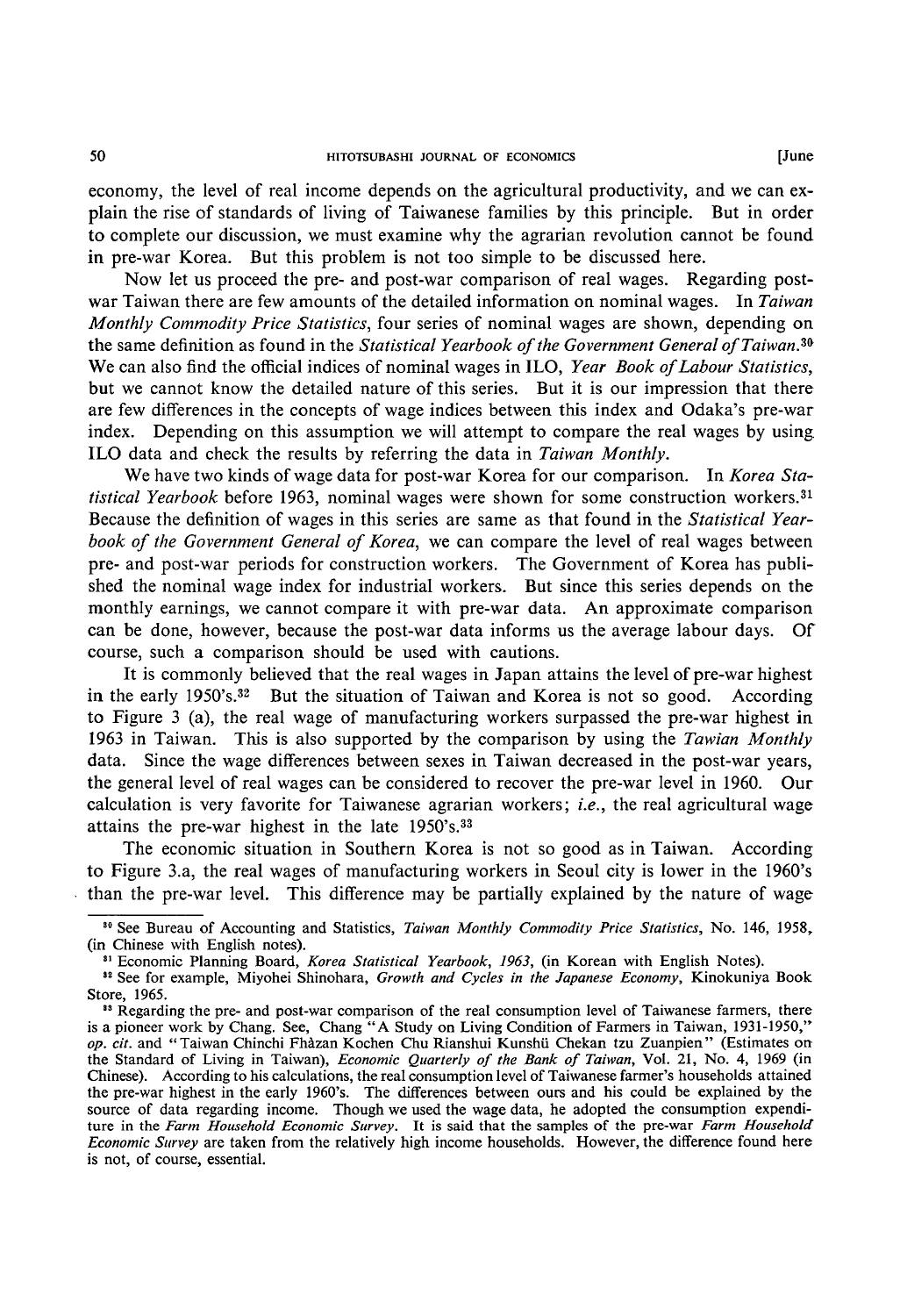economy, the level of real income depends on the agricultural productivity, and we can explain the rise of standards of living of Taiwanese families by this principle. But in order to complete our discussion, we must examine why the agrarian revolution cannot be found in pre-war Korea. But this problem is not too simple to be discussed here.

Now let us proceed the pre- and post-war comparison of real wages. Regarding post-war Taiwan there are few amounts of the detailed information on nominal wages. In *Taiwan Monthly Commodity Price Statistics*, four series of nominal wages are shown, depending on the same definition as found in the *Statistical Yearbook of the Government General of Taiwan*.[30] We can also find the official indices of nominal wages in ILO, *Year Book of Labour Statistics*, but we cannot know the detailed nature of this series. But it is our impression that there are few differences in the concepts of wage indices between this index and Odaka's pre-war index. Depending on this assumption we will attempt to compare the real wages by using ILO data and check the results by referring the data in *Taiwan Monthly*.

We have two kinds of wage data for post-war Korea for our comparison. In *Korea Statistical Yearbook* before 1963, nominal wages were shown for some construction workers.[31] Because the definition of wages in this series are same as that found in the *Statistical Yearbook of the Government General of Korea*, we can compare the level of real wages between pre- and post-war periods for construction workers. The Government of Korea has published the nominal wage index for industrial workers. But since this series depends on the monthly earnings, we cannot compare it with pre-war data. An approximate comparison can be done, however, because the post-war data informs us the average labour days. Of course, such a comparison should be used with cautions.

It is commonly believed that the real wages in Japan attains the level of pre-war highest in the early 1950's.[32] But the situation of Taiwan and Korea is not so good. According to Figure 3 (a), the real wage of manufacturing workers surpassed the pre-war highest in 1963 in Taiwan. This is also supported by the comparison by using the *Tawian Monthly* data. Since the wage differences between sexes in Taiwan decreased in the post-war years, the general level of real wages can be considered to recover the pre-war level in 1960. Our calculation is very favorite for Taiwanese agrarian workers; *i.e.*, the real agricultural wage attains the pre-war highest in the late 1950's.[33]

The economic situation in Southern Korea is not so good as in Taiwan. According to Figure 3.a, the real wages of manufacturing workers in Seoul city is lower in the 1960's than the pre-war level. This difference may be partially explained by the nature of wage

---

[30] See Bureau of Accounting and Statistics, *Taiwan Monthly Commodity Price Statistics*, No. 146, 1958, (in Chinese with English notes).

[31] Economic Planning Board, *Korea Statistical Yearbook, 1963*, (in Korean with English Notes).

[32] See for example, Miyohei Shinohara, *Growth and Cycles in the Japanese Economy*, Kinokuniya Book Store, 1965.

[33] Regarding the pre- and post-war comparison of the real consumption level of Taiwanese farmers, there is a pioneer work by Chang. See, Chang "A Study on Living Condition of Farmers in Taiwan, 1931-1950," *op. cit.* and "Taiwan Chinchi Fhàzan Kochen Chu Rianshui Kunshü Chekan tzu Zuanpien" (Estimates on the Standard of Living in Taiwan), *Economic Quarterly of the Bank of Taiwan*, Vol. 21, No. 4, 1969 (in Chinese). According to his calculations, the real consumption level of Taiwanese farmer's households attained the pre-war highest in the early 1960's. The differences between ours and his could be explained by the source of data regarding income. Though we used the wage data, he adopted the consumption expenditure in the *Farm Household Economic Survey*. It is said that the samples of the pre-war *Farm Household Economic Survey* are taken from the relatively high income households. However, the difference found here is not, of course, essential.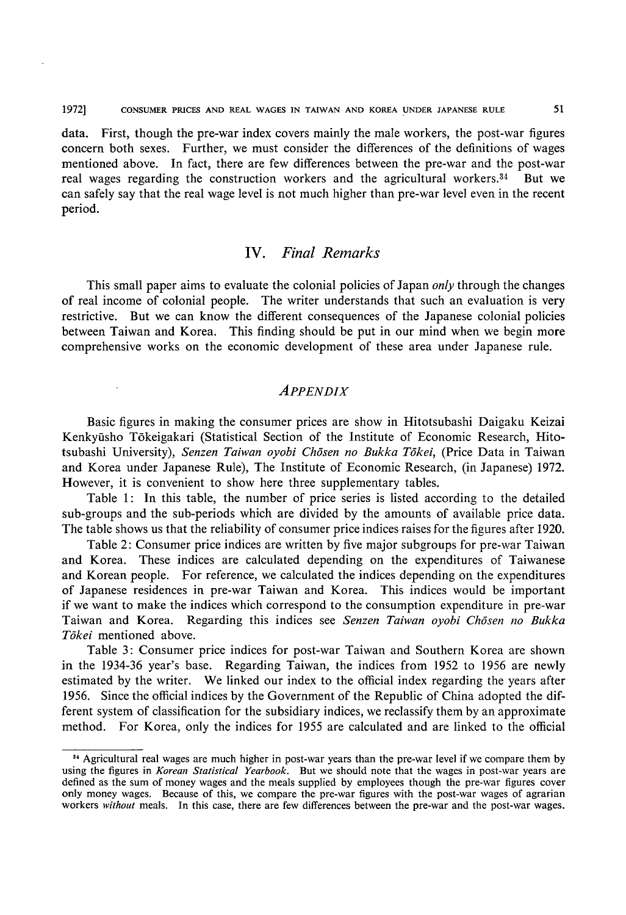data. First, though the pre-war index covers mainly the male workers, the post-war figures concern both sexes. Further, we must consider the differences of the definitions of wages mentioned above. In fact, there are few differences between the pre-war and the post-war real wages regarding the construction workers and the agricultural workers.[34] But we can safely say that the real wage level is not much higher than pre-war level even in the recent period.

## IV. *Final Remarks*

This small paper aims to evaluate the colonial policies of Japan *only* through the changes of real income of colonial people. The writer understands that such an evaluation is very restrictive. But we can know the different consequences of the Japanese colonial policies between Taiwan and Korea. This finding should be put in our mind when we begin more comprehensive works on the economic development of these area under Japanese rule.

## *APPENDIX*

Basic figures in making the consumer prices are show in Hitotsubashi Daigaku Keizai Kenkyūsho Tōkeigakari (Statistical Section of the Institute of Economic Research, Hitotsubashi University), *Senzen Taiwan oyobi Chōsen no Bukka Tōkei*, (Price Data in Taiwan and Korea under Japanese Rule), The Institute of Economic Research, (in Japanese) 1972. However, it is convenient to show here three supplementary tables.

Table 1: In this table, the number of price series is listed according to the detailed sub-groups and the sub-periods which are divided by the amounts of available price data. The table shows us that the reliability of consumer price indices raises for the figures after 1920.

Table 2: Consumer price indices are written by five major subgroups for pre-war Taiwan and Korea. These indices are calculated depending on the expenditures of Taiwanese and Korean people. For reference, we calculated the indices depending on the expenditures of Japanese residences in pre-war Taiwan and Korea. This indices would be important if we want to make the indices which correspond to the consumption expenditure in pre-war Taiwan and Korea. Regarding this indices see *Senzen Taiwan oyobi Chōsen no Bukka Tōkei* mentioned above.

Table 3: Consumer price indices for post-war Taiwan and Southern Korea are shown in the 1934-36 year's base. Regarding Taiwan, the indices from 1952 to 1956 are newly estimated by the writer. We linked our index to the official index regarding the years after 1956. Since the official indices by the Government of the Republic of China adopted the different system of classification for the subsidiary indices, we reclassify them by an approximate method. For Korea, only the indices for 1955 are calculated and are linked to the official

---

[34] Agricultural real wages are much higher in post-war years than the pre-war level if we compare them by using the figures in *Korean Statistical Yearbook*. But we should note that the wages in post-war years are defined as the sum of money wages and the meals supplied by employees though the pre-war figures cover only money wages. Because of this, we compare the pre-war figures with the post-war wages of agrarian workers *without* meals. In this case, there are few differences between the pre-war and the post-war wages.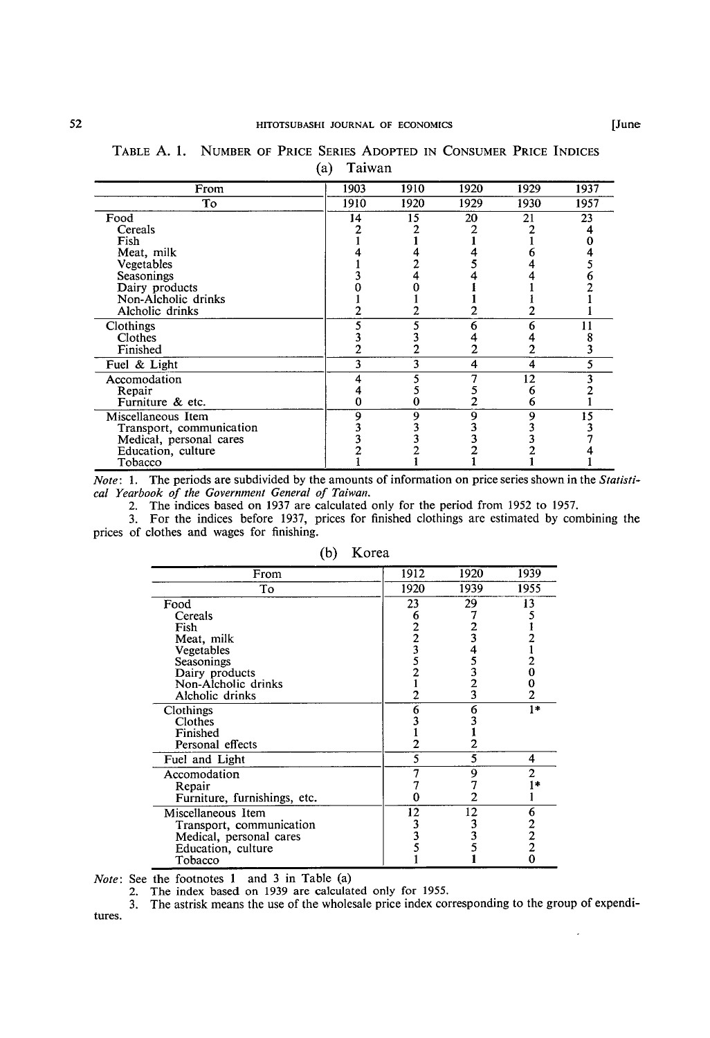TABLE A. 1. NUMBER OF PRICE SERIES ADOPTED IN CONSUMER PRICE INDICES

(a) Taiwan

| From | 1903 | 1910 | 1920 | 1929 | 1937 |
|---|---|---|---|---|---|
| To | 1910 | 1920 | 1929 | 1930 | 1957 |
| Food | 14 | 15 | 20 | 21 | 23 |
| Cereals | 2 | 2 | 2 | 2 | 4 |
| Fish | 1 | 1 | 1 | 1 | 0 |
| Meat, milk | 4 | 4 | 4 | 6 | 4 |
| Vegetables | 1 | 2 | 5 | 4 | 5 |
| Seasonings | 3 | 4 | 4 | 4 | 6 |
| Dairy products | 0 | 0 | 1 | 1 | 2 |
| Non-Alcholic drinks | 1 | 1 | 1 | 1 | 1 |
| Alcholic drinks | 2 | 2 | 2 | 2 | 1 |
| Clothings | 5 | 5 | 6 | 6 | 11 |
| Clothes | 3 | 3 | 4 | 4 | 8 |
| Finished | 2 | 2 | 2 | 2 | 3 |
| Fuel & Light | 3 | 3 | 4 | 4 | 5 |
| Accomodation | 4 | 5 | 7 | 12 | 3 |
| Repair | 4 | 5 | 5 | 6 | 2 |
| Furniture & etc. | 0 | 0 | 2 | 6 | 1 |
| Miscellaneous Item | 9 | 9 | 9 | 9 | 15 |
| Transport, communication | 3 | 3 | 3 | 3 | 3 |
| Medical, personal cares | 3 | 3 | 3 | 3 | 7 |
| Education, culture | 2 | 2 | 2 | 2 | 4 |
| Tobacco | 1 | 1 | 1 | 1 | 1 |

*Note*: 1. The periods are subdivided by the amounts of information on price series shown in the *Statistical Yearbook of the Government General of Taiwan.*

2. The indices based on 1937 are calculated only for the period from 1952 to 1957.

3. For the indices before 1937, prices for finished clothings are estimated by combining the prices of clothes and wages for finishing.

(b) Korea

| From | 1912 | 1920 | 1939 |
|---|---|---|---|
| To | 1920 | 1939 | 1955 |
| Food | 23 | 29 | 13 |
| Cereals | 6 | 7 | 5 |
| Fish | 2 | 2 | 1 |
| Meat, milk | 2 | 3 | 2 |
| Vegetables | 3 | 4 | 1 |
| Seasonings | 5 | 5 | 2 |
| Dairy products | 2 | 3 | 0 |
| Non-Alcholic drinks | 1 | 2 | 0 |
| Alcholic drinks | 2 | 3 | 2 |
| Clothings | 6 | 6 | 1* |
| Clothes | 3 | 3 | |
| Finished | 1 | 1 | |
| Personal effects | 2 | 2 | |
| Fuel and Light | 5 | 5 | 4 |
| Accomodation | 7 | 9 | 2 |
| Repair | 7 | 7 | 1* |
| Furniture, furnishings, etc. | 0 | 2 | 1 |
| Miscellaneous Item | 12 | 12 | 6 |
| Transport, communication | 3 | 3 | 2 |
| Medical, personal cares | 3 | 3 | 2 |
| Education, culture | 5 | 5 | 2 |
| Tobacco | 1 | 1 | 0 |

*Note*: See the footnotes 1 and 3 in Table (a)

2. The index based on 1939 are calculated only for 1955.

3. The astrisk means the use of the wholesale price index corresponding to the group of expenditures.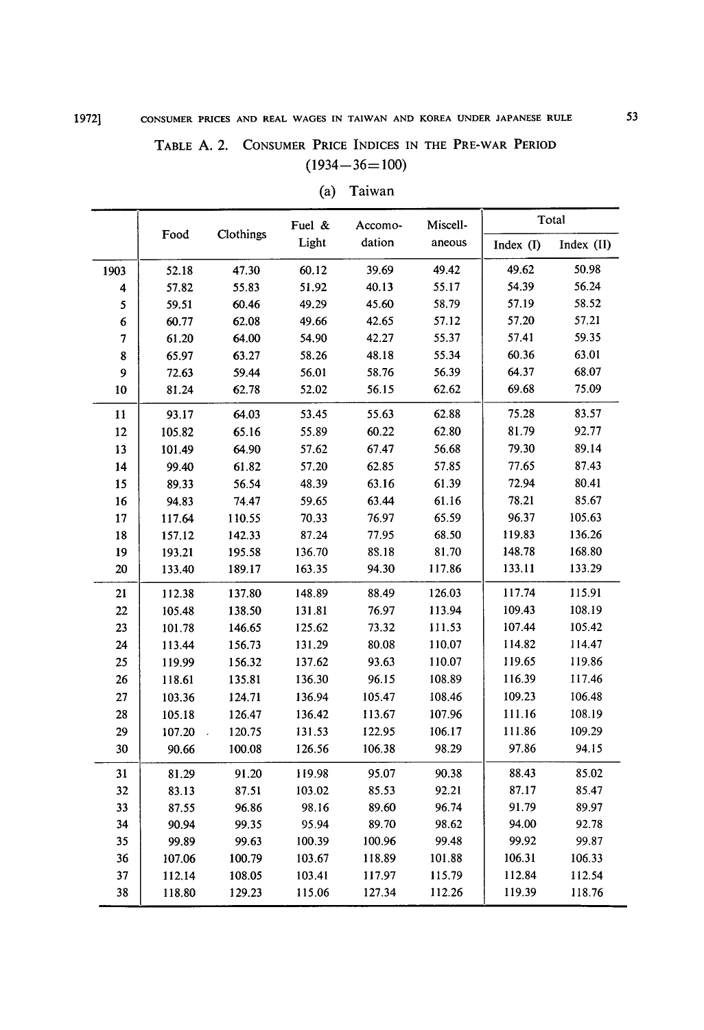TABLE A. 2. CONSUMER PRICE INDICES IN THE PRE-WAR PERIOD (1934—36=100)

(a) Taiwan

| | Food | Clothings | Fuel & Light | Accomo-dation | Miscell-aneous | Total | |
|---|---|---|---|---|---|---|---|
| | | | | | | Index (I) | Index (II) |
| 1903 | 52.18 | 47.30 | 60.12 | 39.69 | 49.42 | 49.62 | 50.98 |
| 4 | 57.82 | 55.83 | 51.92 | 40.13 | 55.17 | 54.39 | 56.24 |
| 5 | 59.51 | 60.46 | 49.29 | 45.60 | 58.79 | 57.19 | 58.52 |
| 6 | 60.77 | 62.08 | 49.66 | 42.65 | 57.12 | 57.20 | 57.21 |
| 7 | 61.20 | 64.00 | 54.90 | 42.27 | 55.37 | 57.41 | 59.35 |
| 8 | 65.97 | 63.27 | 58.26 | 48.18 | 55.34 | 60.36 | 63.01 |
| 9 | 72.63 | 59.44 | 56.01 | 58.76 | 56.39 | 64.37 | 68.07 |
| 10 | 81.24 | 62.78 | 52.02 | 56.15 | 62.62 | 69.68 | 75.09 |
| 11 | 93.17 | 64.03 | 53.45 | 55.63 | 62.88 | 75.28 | 83.57 |
| 12 | 105.82 | 65.16 | 55.89 | 60.22 | 62.80 | 81.79 | 92.77 |
| 13 | 101.49 | 64.90 | 57.62 | 67.47 | 56.68 | 79.30 | 89.14 |
| 14 | 99.40 | 61.82 | 57.20 | 62.85 | 57.85 | 77.65 | 87.43 |
| 15 | 89.33 | 56.54 | 48.39 | 63.16 | 61.39 | 72.94 | 80.41 |
| 16 | 94.83 | 74.47 | 59.65 | 63.44 | 61.16 | 78.21 | 85.67 |
| 17 | 117.64 | 110.55 | 70.33 | 76.97 | 65.59 | 96.37 | 105.63 |
| 18 | 157.12 | 142.33 | 87.24 | 77.95 | 68.50 | 119.83 | 136.26 |
| 19 | 193.21 | 195.58 | 136.70 | 88.18 | 81.70 | 148.78 | 168.80 |
| 20 | 133.40 | 189.17 | 163.35 | 94.30 | 117.86 | 133.11 | 133.29 |
| 21 | 112.38 | 137.80 | 148.89 | 88.49 | 126.03 | 117.74 | 115.91 |
| 22 | 105.48 | 138.50 | 131.81 | 76.97 | 113.94 | 109.43 | 108.19 |
| 23 | 101.78 | 146.65 | 125.62 | 73.32 | 111.53 | 107.44 | 105.42 |
| 24 | 113.44 | 156.73 | 131.29 | 80.08 | 110.07 | 114.82 | 114.47 |
| 25 | 119.99 | 156.32 | 137.62 | 93.63 | 110.07 | 119.65 | 119.86 |
| 26 | 118.61 | 135.81 | 136.30 | 96.15 | 108.89 | 116.39 | 117.46 |
| 27 | 103.36 | 124.71 | 136.94 | 105.47 | 108.46 | 109.23 | 106.48 |
| 28 | 105.18 | 126.47 | 136.42 | 113.67 | 107.96 | 111.16 | 108.19 |
| 29 | 107.20 | 120.75 | 131.53 | 122.95 | 106.17 | 111.86 | 109.29 |
| 30 | 90.66 | 100.08 | 126.56 | 106.38 | 98.29 | 97.86 | 94.15 |
| 31 | 81.29 | 91.20 | 119.98 | 95.07 | 90.38 | 88.43 | 85.02 |
| 32 | 83.13 | 87.51 | 103.02 | 85.53 | 92.21 | 87.17 | 85.47 |
| 33 | 87.55 | 96.86 | 98.16 | 89.60 | 96.74 | 91.79 | 89.97 |
| 34 | 90.94 | 99.35 | 95.94 | 89.70 | 98.62 | 94.00 | 92.78 |
| 35 | 99.89 | 99.63 | 100.39 | 100.96 | 99.48 | 99.92 | 99.87 |
| 36 | 107.06 | 100.79 | 103.67 | 118.89 | 101.88 | 106.31 | 106.33 |
| 37 | 112.14 | 108.05 | 103.41 | 117.97 | 115.79 | 112.84 | 112.54 |
| 38 | 118.80 | 129.23 | 115.06 | 127.34 | 112.26 | 119.39 | 118.76 |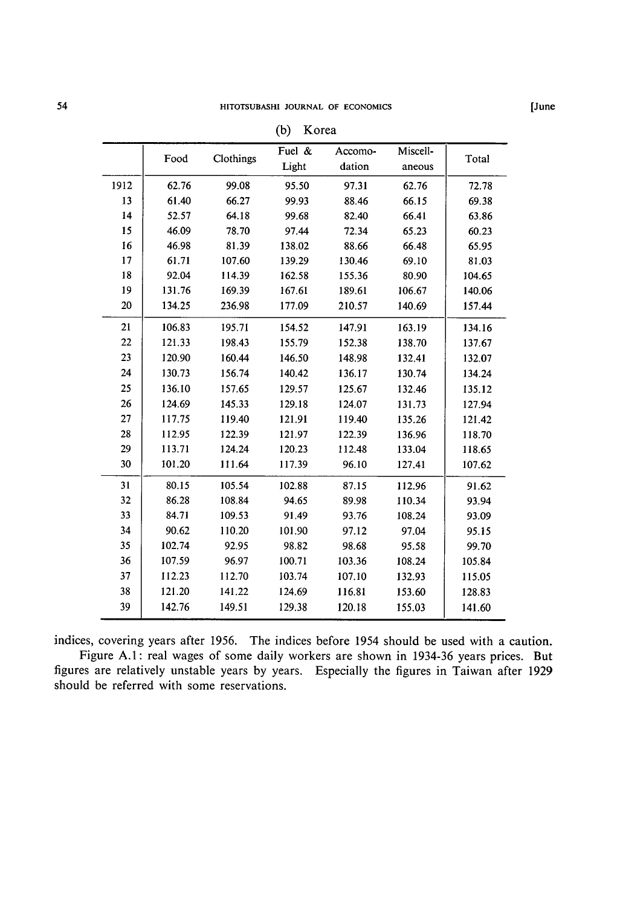(b) Korea

| | Food | Clothings | Fuel & Light | Accomo-dation | Miscell-aneous | Total |
|---|---|---|---|---|---|---|
| 1912 | 62.76 | 99.08 | 95.50 | 97.31 | 62.76 | 72.78 |
| 13 | 61.40 | 66.27 | 99.93 | 88.46 | 66.15 | 69.38 |
| 14 | 52.57 | 64.18 | 99.68 | 82.40 | 66.41 | 63.86 |
| 15 | 46.09 | 78.70 | 97.44 | 72.34 | 65.23 | 60.23 |
| 16 | 46.98 | 81.39 | 138.02 | 88.66 | 66.48 | 65.95 |
| 17 | 61.71 | 107.60 | 139.29 | 130.46 | 69.10 | 81.03 |
| 18 | 92.04 | 114.39 | 162.58 | 155.36 | 80.90 | 104.65 |
| 19 | 131.76 | 169.39 | 167.61 | 189.61 | 106.67 | 140.06 |
| 20 | 134.25 | 236.98 | 177.09 | 210.57 | 140.69 | 157.44 |
| 21 | 106.83 | 195.71 | 154.52 | 147.91 | 163.19 | 134.16 |
| 22 | 121.33 | 198.43 | 155.79 | 152.38 | 138.70 | 137.67 |
| 23 | 120.90 | 160.44 | 146.50 | 148.98 | 132.41 | 132.07 |
| 24 | 130.73 | 156.74 | 140.42 | 136.17 | 130.74 | 134.24 |
| 25 | 136.10 | 157.65 | 129.57 | 125.67 | 132.46 | 135.12 |
| 26 | 124.69 | 145.33 | 129.18 | 124.07 | 131.73 | 127.94 |
| 27 | 117.75 | 119.40 | 121.91 | 119.40 | 135.26 | 121.42 |
| 28 | 112.95 | 122.39 | 121.97 | 122.39 | 136.96 | 118.70 |
| 29 | 113.71 | 124.24 | 120.23 | 112.48 | 133.04 | 118.65 |
| 30 | 101.20 | 111.64 | 117.39 | 96.10 | 127.41 | 107.62 |
| 31 | 80.15 | 105.54 | 102.88 | 87.15 | 112.96 | 91.62 |
| 32 | 86.28 | 108.84 | 94.65 | 89.98 | 110.34 | 93.94 |
| 33 | 84.71 | 109.53 | 91.49 | 93.76 | 108.24 | 93.09 |
| 34 | 90.62 | 110.20 | 101.90 | 97.12 | 97.04 | 95.15 |
| 35 | 102.74 | 92.95 | 98.82 | 98.68 | 95.58 | 99.70 |
| 36 | 107.59 | 96.97 | 100.71 | 103.36 | 108.24 | 105.84 |
| 37 | 112.23 | 112.70 | 103.74 | 107.10 | 132.93 | 115.05 |
| 38 | 121.20 | 141.22 | 124.69 | 116.81 | 153.60 | 128.83 |
| 39 | 142.76 | 149.51 | 129.38 | 120.18 | 155.03 | 141.60 |

indices, covering years after 1956. The indices before 1954 should be used with a caution.

Figure A.1: real wages of some daily workers are shown in 1934-36 years prices. But figures are relatively unstable years by years. Especially the figures in Taiwan after 1929 should be referred with some reservations.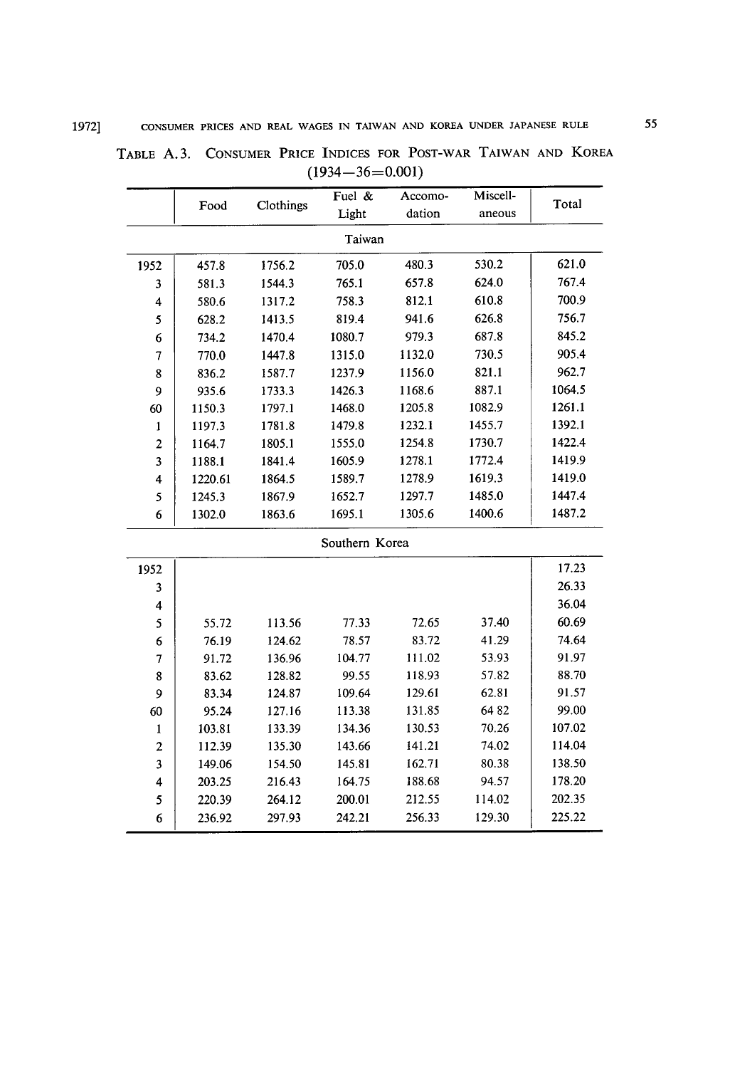TABLE A.3. CONSUMER PRICE INDICES FOR POST-WAR TAIWAN AND KOREA (1934—36=0.001)

| | Food | Clothings | Fuel & Light | Accomo-dation | Miscell-aneous | Total |
|---|---|---|---|---|---|---|
| | | | Taiwan | | | |
| 1952 | 457.8 | 1756.2 | 705.0 | 480.3 | 530.2 | 621.0 |
| 3 | 581.3 | 1544.3 | 765.1 | 657.8 | 624.0 | 767.4 |
| 4 | 580.6 | 1317.2 | 758.3 | 812.1 | 610.8 | 700.9 |
| 5 | 628.2 | 1413.5 | 819.4 | 941.6 | 626.8 | 756.7 |
| 6 | 734.2 | 1470.4 | 1080.7 | 979.3 | 687.8 | 845.2 |
| 7 | 770.0 | 1447.8 | 1315.0 | 1132.0 | 730.5 | 905.4 |
| 8 | 836.2 | 1587.7 | 1237.9 | 1156.0 | 821.1 | 962.7 |
| 9 | 935.6 | 1733.3 | 1426.3 | 1168.6 | 887.1 | 1064.5 |
| 60 | 1150.3 | 1797.1 | 1468.0 | 1205.8 | 1082.9 | 1261.1 |
| 1 | 1197.3 | 1781.8 | 1479.8 | 1232.1 | 1455.7 | 1392.1 |
| 2 | 1164.7 | 1805.1 | 1555.0 | 1254.8 | 1730.7 | 1422.4 |
| 3 | 1188.1 | 1841.4 | 1605.9 | 1278.1 | 1772.4 | 1419.9 |
| 4 | 1220.61 | 1864.5 | 1589.7 | 1278.9 | 1619.3 | 1419.0 |
| 5 | 1245.3 | 1867.9 | 1652.7 | 1297.7 | 1485.0 | 1447.4 |
| 6 | 1302.0 | 1863.6 | 1695.1 | 1305.6 | 1400.6 | 1487.2 |
| | | | Southern Korea | | | |
| 1952 | | | | | | 17.23 |
| 3 | | | | | | 26.33 |
| 4 | | | | | | 36.04 |
| 5 | 55.72 | 113.56 | 77.33 | 72.65 | 37.40 | 60.69 |
| 6 | 76.19 | 124.62 | 78.57 | 83.72 | 41.29 | 74.64 |
| 7 | 91.72 | 136.96 | 104.77 | 111.02 | 53.93 | 91.97 |
| 8 | 83.62 | 128.82 | 99.55 | 118.93 | 57.82 | 88.70 |
| 9 | 83.34 | 124.87 | 109.64 | 129.61 | 62.81 | 91.57 |
| 60 | 95.24 | 127.16 | 113.38 | 131.85 | 64 82 | 99.00 |
| 1 | 103.81 | 133.39 | 134.36 | 130.53 | 70.26 | 107.02 |
| 2 | 112.39 | 135.30 | 143.66 | 141.21 | 74.02 | 114.04 |
| 3 | 149.06 | 154.50 | 145.81 | 162.71 | 80.38 | 138.50 |
| 4 | 203.25 | 216.43 | 164.75 | 188.68 | 94.57 | 178.20 |
| 5 | 220.39 | 264.12 | 200.01 | 212.55 | 114.02 | 202.35 |
| 6 | 236.92 | 297.93 | 242.21 | 256.33 | 129.30 | 225.22 |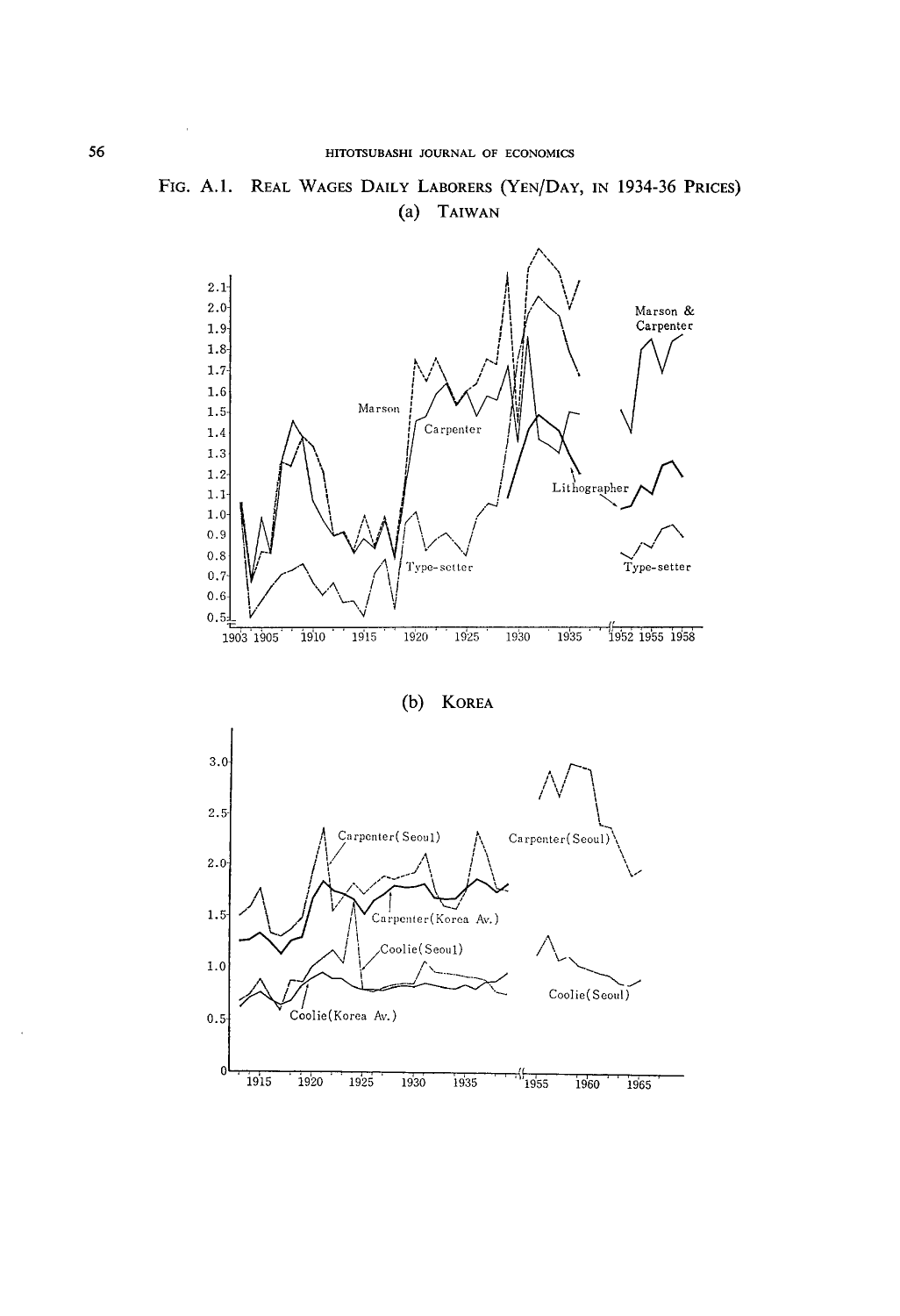FIG. A.1. REAL WAGES DAILY LABORERS (YEN/DAY, IN 1934-36 PRICES)

(a) TAIWAN

2.1
2.0
1.9
1.8
1.7
1.6
1.5
1.4
1.3
1.2
1.1
1.0
0.9
0.8
0.7
0.6
0.5

1903 1905 1910 1915 1920 1925 1930 1935 1952 1955 1958

Marson

Carpenter

Type-setter

Lithographer

Marson & Carpenter

Type-setter

(b) KOREA

3.0
2.5
2.0
1.5
1.0
0.5
0

1915 1920 1925 1930 1935 1955 1960 1965

Carpenter(Seoul)

Carpenter(Korea Av.)

Coolie(Seoul)

Coolie(Korea Av.)

Carpenter(Seoul)

Coolie(Seoul)